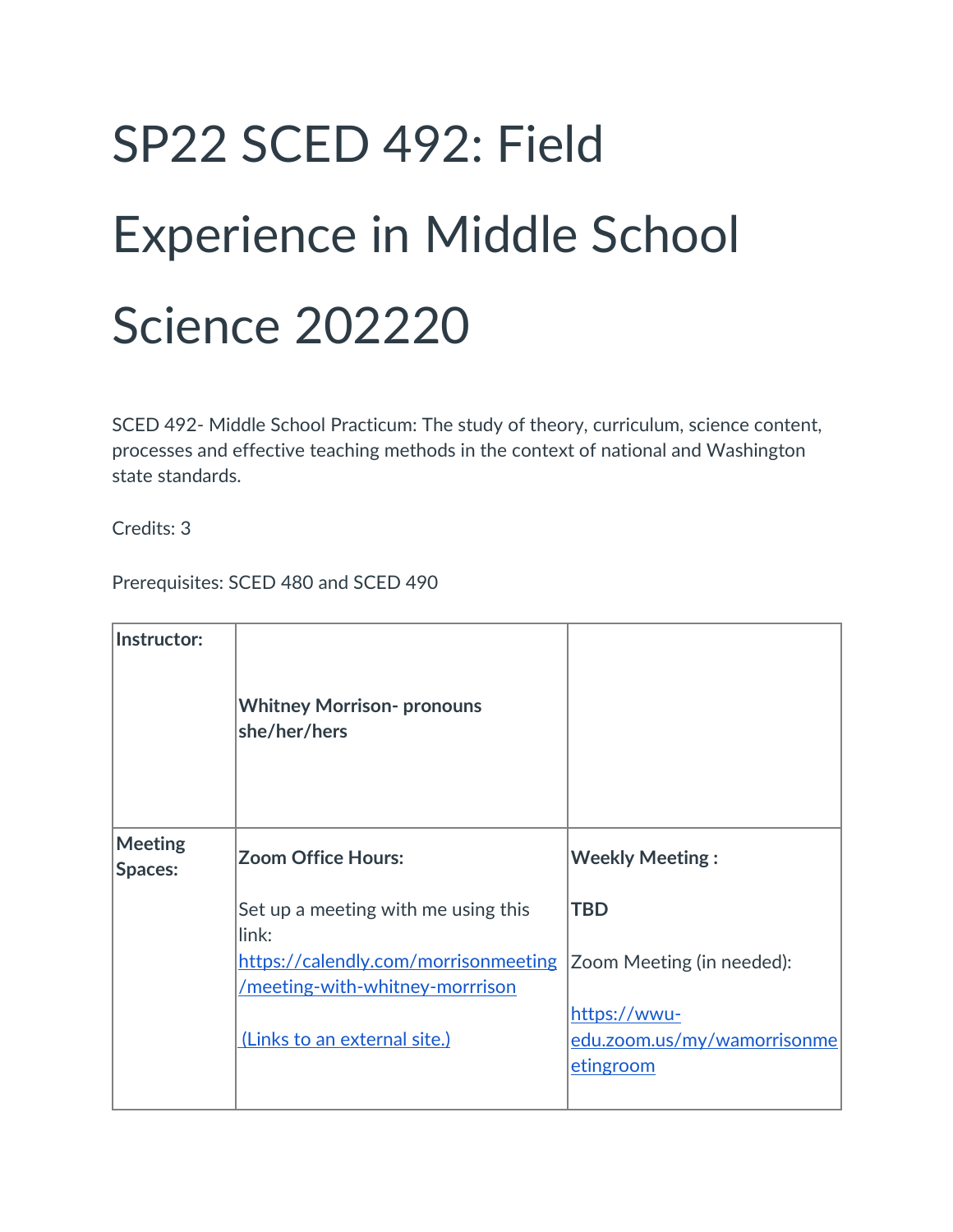# SP22 SCED 492: Field Experience in Middle School Science 202220

SCED 492- Middle School Practicum: The study of theory, curriculum, science content, processes and effective teaching methods in the context of national and Washington state standards.

Credits: 3

Prerequisites: SCED 480 and SCED 490

| **Instructor:** | **Whitney Morrison- pronouns she/her/hers** | |
|---|---|---|
| **Meeting Spaces:** | **Zoom Office Hours:** Set up a meeting with me using this link: https://calendly.com/morrisonmeeting/meeting-with-whitney-morrrison (Links to an external site.) | **Weekly Meeting :** **TBD** Zoom Meeting (in needed): https://wwu-edu.zoom.us/my/wamorrisonmeetingroom |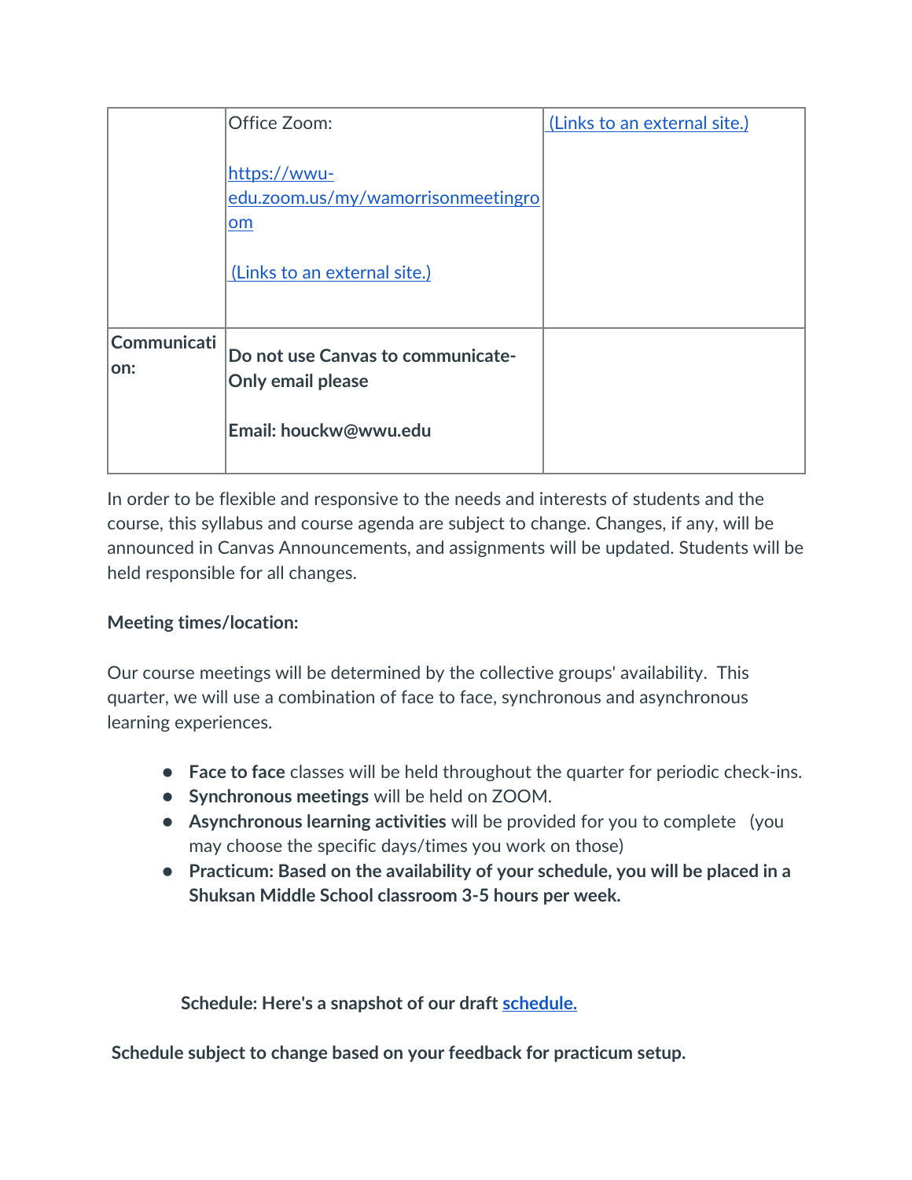| | | |
|---|---|---|
| | Office Zoom:<br><br>https://wwu-edu.zoom.us/my/wamorrisonmeetingroom<br><br>(Links to an external site.) | (Links to an external site.) |
| **Communication:** | **Do not use Canvas to communicate- Only email please**<br><br>**Email: houckw@wwu.edu** | |

In order to be flexible and responsive to the needs and interests of students and the course, this syllabus and course agenda are subject to change. Changes, if any, will be announced in Canvas Announcements, and assignments will be updated. Students will be held responsible for all changes.

**Meeting times/location:**

Our course meetings will be determined by the collective groups' availability. This quarter, we will use a combination of face to face, synchronous and asynchronous learning experiences.

- **Face to face** classes will be held throughout the quarter for periodic check-ins.
- **Synchronous meetings** will be held on ZOOM.
- **Asynchronous learning activities** will be provided for you to complete (you may choose the specific days/times you work on those)
- **Practicum: Based on the availability of your schedule, you will be placed in a Shuksan Middle School classroom 3-5 hours per week.**

**Schedule: Here's a snapshot of our draft schedule.**

**Schedule subject to change based on your feedback for practicum setup.**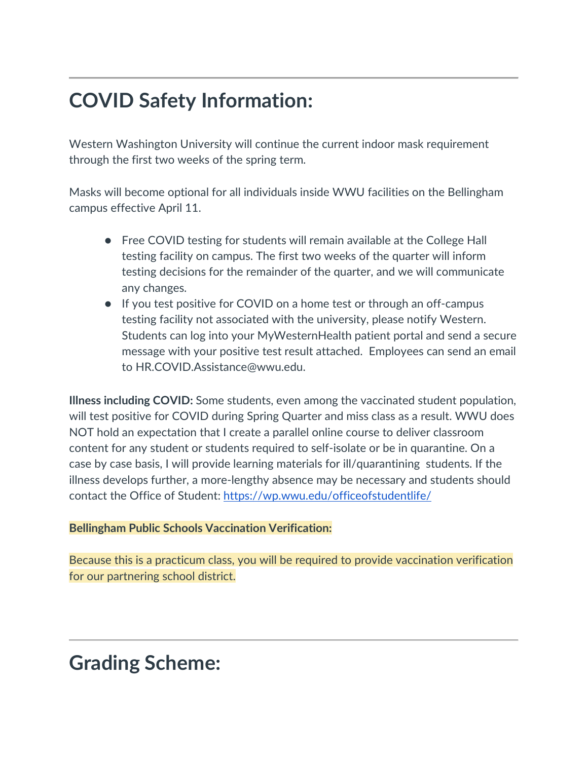---

## COVID Safety Information:

Western Washington University will continue the current indoor mask requirement through the first two weeks of the spring term.

Masks will become optional for all individuals inside WWU facilities on the Bellingham campus effective April 11.

- Free COVID testing for students will remain available at the College Hall testing facility on campus. The first two weeks of the quarter will inform testing decisions for the remainder of the quarter, and we will communicate any changes.
- If you test positive for COVID on a home test or through an off-campus testing facility not associated with the university, please notify Western. Students can log into your MyWesternHealth patient portal and send a secure message with your positive test result attached. Employees can send an email to HR.COVID.Assistance@wwu.edu.

**Illness including COVID:** Some students, even among the vaccinated student population, will test positive for COVID during Spring Quarter and miss class as a result. WWU does NOT hold an expectation that I create a parallel online course to deliver classroom content for any student or students required to self-isolate or be in quarantine. On a case by case basis, I will provide learning materials for ill/quarantining students. If the illness develops further, a more-lengthy absence may be necessary and students should contact the Office of Student: [https://wp.wwu.edu/officeofstudentlife/](https://wp.wwu.edu/officeofstudentlife/)

**Bellingham Public Schools Vaccination Verification:**

Because this is a practicum class, you will be required to provide vaccination verification for our partnering school district.

---

## Grading Scheme: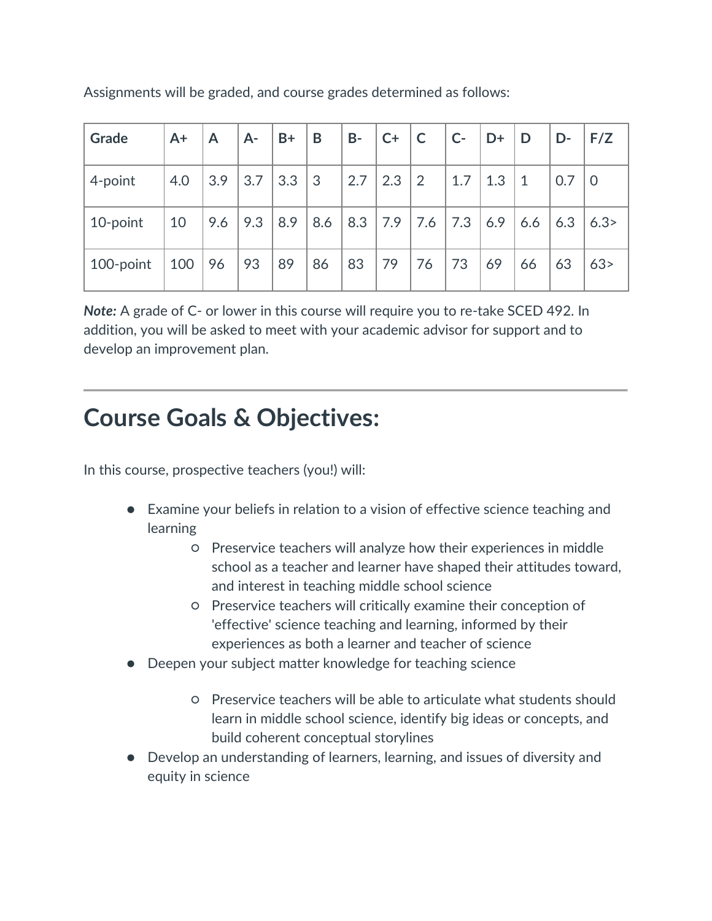Assignments will be graded, and course grades determined as follows:

| Grade | A+ | A | A- | B+ | B | B- | C+ | C | C- | D+ | D | D- | F/Z |
|---|---|---|---|---|---|---|---|---|---|---|---|---|---|
| 4-point | 4.0 | 3.9 | 3.7 | 3.3 | 3 | 2.7 | 2.3 | 2 | 1.7 | 1.3 | 1 | 0.7 | 0 |
| 10-point | 10 | 9.6 | 9.3 | 8.9 | 8.6 | 8.3 | 7.9 | 7.6 | 7.3 | 6.9 | 6.6 | 6.3 | 6.3> |
| 100-point | 100 | 96 | 93 | 89 | 86 | 83 | 79 | 76 | 73 | 69 | 66 | 63 | 63> |

***Note:*** A grade of C- or lower in this course will require you to re-take SCED 492. In addition, you will be asked to meet with your academic advisor for support and to develop an improvement plan.

---

# Course Goals & Objectives:

In this course, prospective teachers (you!) will:

- Examine your beliefs in relation to a vision of effective science teaching and learning
  - Preservice teachers will analyze how their experiences in middle school as a teacher and learner have shaped their attitudes toward, and interest in teaching middle school science
  - Preservice teachers will critically examine their conception of 'effective' science teaching and learning, informed by their experiences as both a learner and teacher of science
- Deepen your subject matter knowledge for teaching science
  - Preservice teachers will be able to articulate what students should learn in middle school science, identify big ideas or concepts, and build coherent conceptual storylines
- Develop an understanding of learners, learning, and issues of diversity and equity in science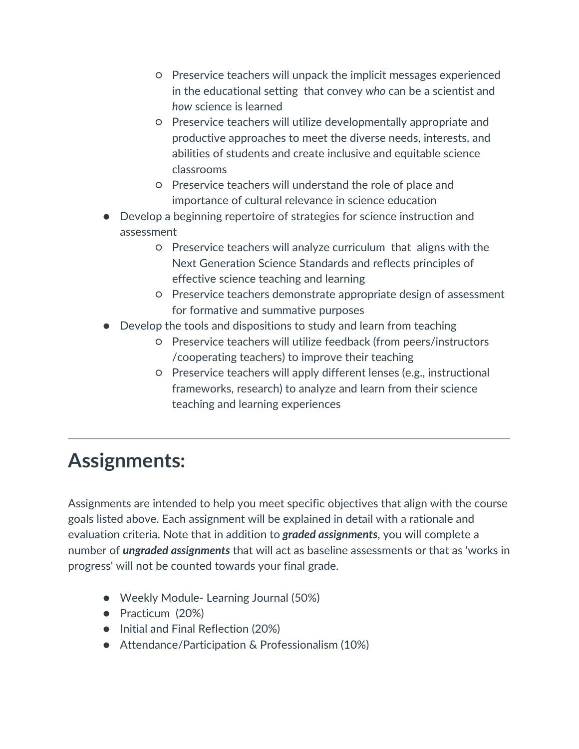- Preservice teachers will unpack the implicit messages experienced in the educational setting that convey *who* can be a scientist and *how* science is learned
    - Preservice teachers will utilize developmentally appropriate and productive approaches to meet the diverse needs, interests, and abilities of students and create inclusive and equitable science classrooms
    - Preservice teachers will understand the role of place and importance of cultural relevance in science education
- Develop a beginning repertoire of strategies for science instruction and assessment
    - Preservice teachers will analyze curriculum that aligns with the Next Generation Science Standards and reflects principles of effective science teaching and learning
    - Preservice teachers demonstrate appropriate design of assessment for formative and summative purposes
- Develop the tools and dispositions to study and learn from teaching
    - Preservice teachers will utilize feedback (from peers/instructors /cooperating teachers) to improve their teaching
    - Preservice teachers will apply different lenses (e.g., instructional frameworks, research) to analyze and learn from their science teaching and learning experiences

---

# Assignments:

Assignments are intended to help you meet specific objectives that align with the course goals listed above. Each assignment will be explained in detail with a rationale and evaluation criteria. Note that in addition to ***graded assignments***, you will complete a number of ***ungraded assignments*** that will act as baseline assessments or that as 'works in progress' will not be counted towards your final grade.

- Weekly Module- Learning Journal (50%)
- Practicum (20%)
- Initial and Final Reflection (20%)
- Attendance/Participation & Professionalism (10%)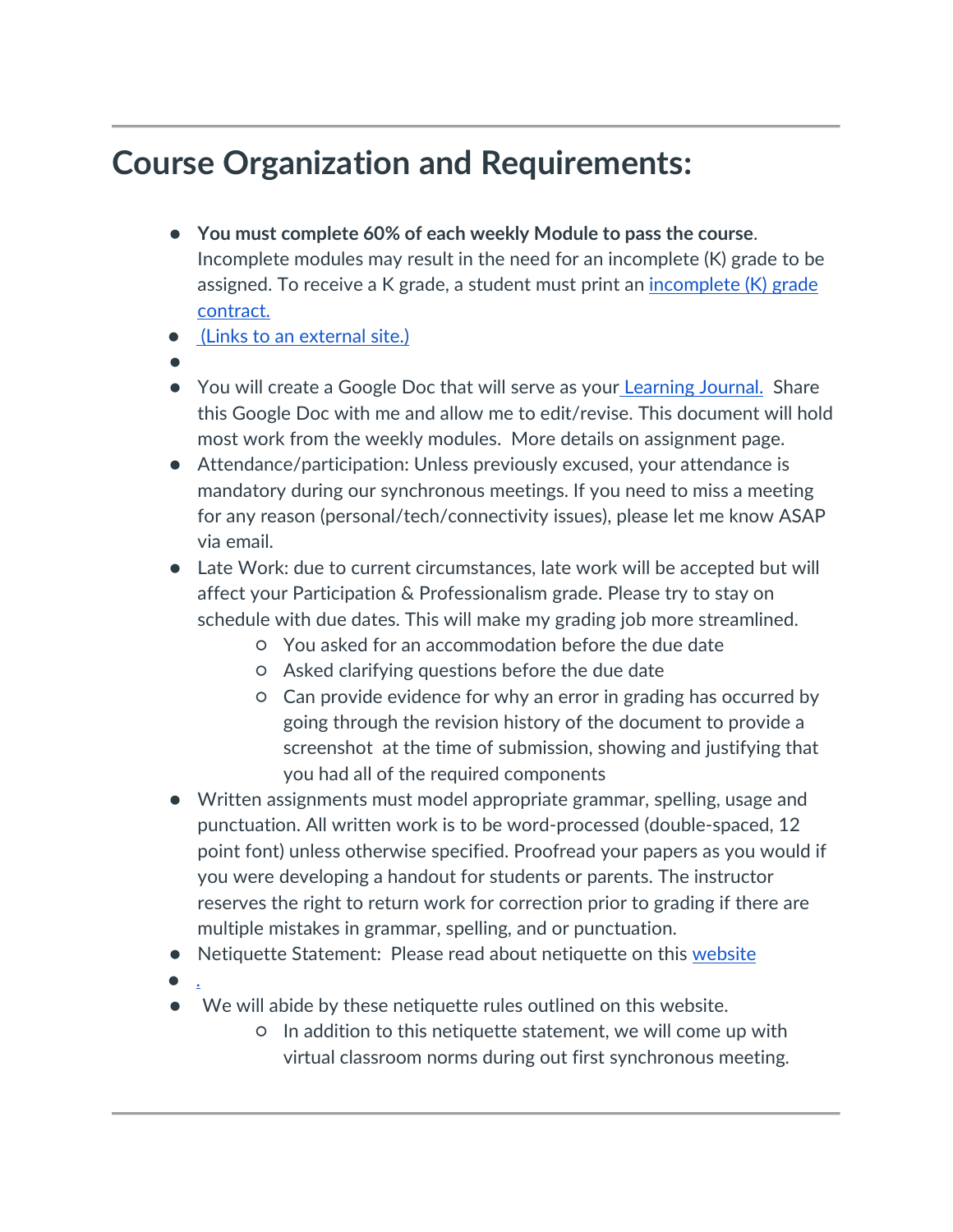# Course Organization and Requirements:

- **You must complete 60% of each weekly Module to pass the course**. Incomplete modules may result in the need for an incomplete (K) grade to be assigned. To receive a K grade, a student must print an incomplete (K) grade contract.
- (Links to an external site.)
- 
- You will create a Google Doc that will serve as your Learning Journal. Share this Google Doc with me and allow me to edit/revise. This document will hold most work from the weekly modules. More details on assignment page.
- Attendance/participation: Unless previously excused, your attendance is mandatory during our synchronous meetings. If you need to miss a meeting for any reason (personal/tech/connectivity issues), please let me know ASAP via email.
- Late Work: due to current circumstances, late work will be accepted but will affect your Participation & Professionalism grade. Please try to stay on schedule with due dates. This will make my grading job more streamlined.
    - You asked for an accommodation before the due date
    - Asked clarifying questions before the due date
    - Can provide evidence for why an error in grading has occurred by going through the revision history of the document to provide a screenshot at the time of submission, showing and justifying that you had all of the required components
- Written assignments must model appropriate grammar, spelling, usage and punctuation. All written work is to be word-processed (double-spaced, 12 point font) unless otherwise specified. Proofread your papers as you would if you were developing a handout for students or parents. The instructor reserves the right to return work for correction prior to grading if there are multiple mistakes in grammar, spelling, and or punctuation.
- Netiquette Statement: Please read about netiquette on this website
- .
- We will abide by these netiquette rules outlined on this website.
    - In addition to this netiquette statement, we will come up with virtual classroom norms during out first synchronous meeting.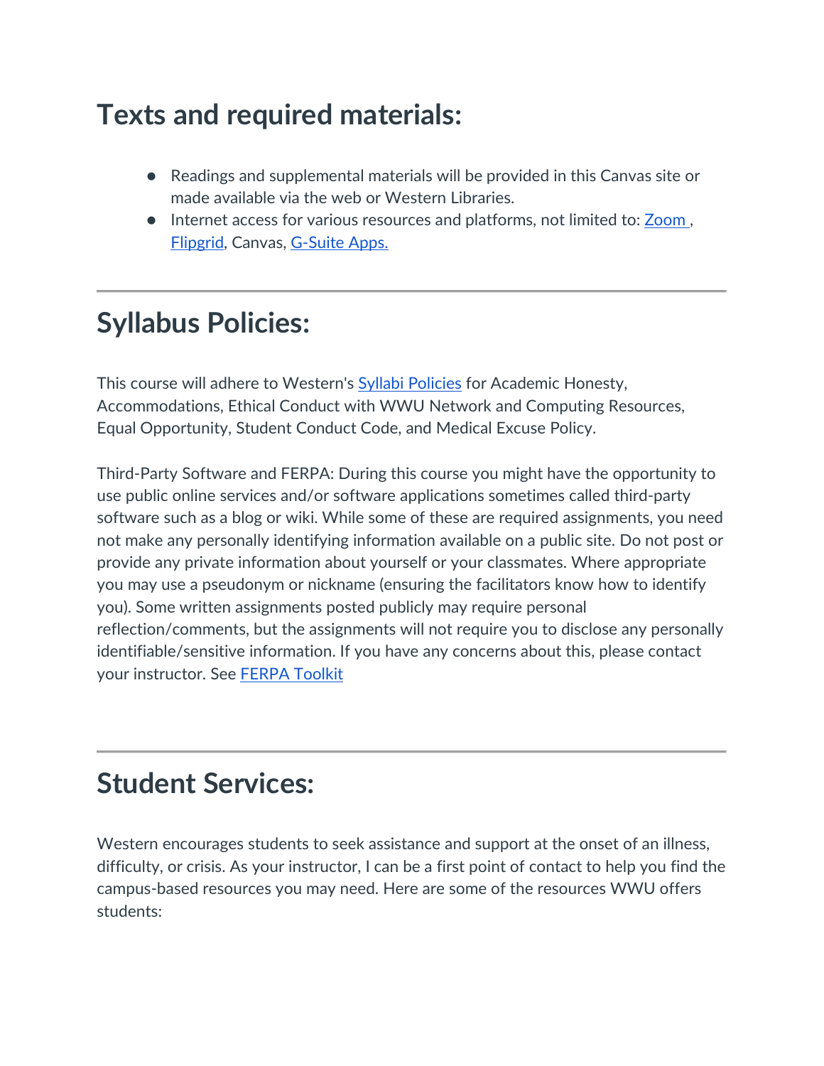## Texts and required materials:

- Readings and supplemental materials will be provided in this Canvas site or made available via the web or Western Libraries.
- Internet access for various resources and platforms, not limited to: Zoom , Flipgrid, Canvas, G-Suite Apps.

---

## Syllabus Policies:

This course will adhere to Western's Syllabi Policies for Academic Honesty, Accommodations, Ethical Conduct with WWU Network and Computing Resources, Equal Opportunity, Student Conduct Code, and Medical Excuse Policy.

Third-Party Software and FERPA: During this course you might have the opportunity to use public online services and/or software applications sometimes called third-party software such as a blog or wiki. While some of these are required assignments, you need not make any personally identifying information available on a public site. Do not post or provide any private information about yourself or your classmates. Where appropriate you may use a pseudonym or nickname (ensuring the facilitators know how to identify you). Some written assignments posted publicly may require personal reflection/comments, but the assignments will not require you to disclose any personally identifiable/sensitive information. If you have any concerns about this, please contact your instructor. See FERPA Toolkit

---

## Student Services:

Western encourages students to seek assistance and support at the onset of an illness, difficulty, or crisis. As your instructor, I can be a first point of contact to help you find the campus-based resources you may need. Here are some of the resources WWU offers students: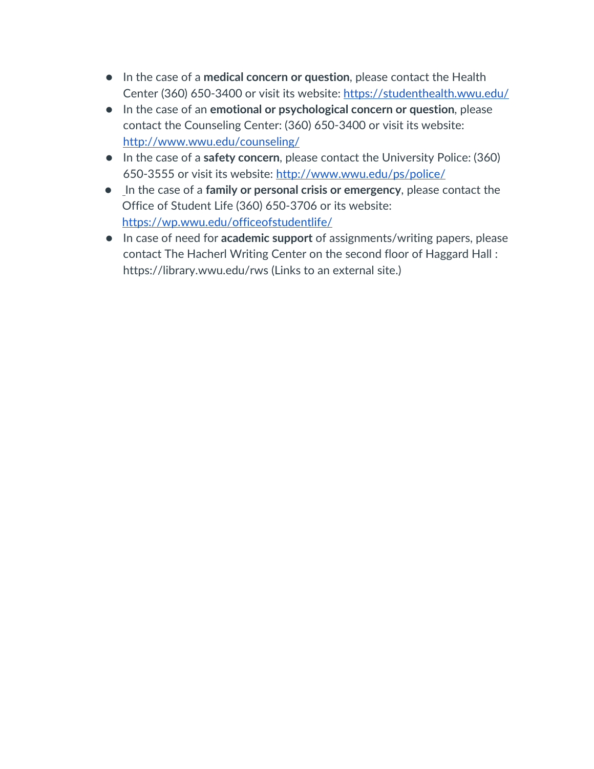- In the case of a **medical concern or question**, please contact the Health Center (360) 650-3400 or visit its website: [https://studenthealth.wwu.edu/](https://studenthealth.wwu.edu/)
- In the case of an **emotional or psychological concern or question**, please contact the Counseling Center: (360) 650-3400 or visit its website: [http://www.wwu.edu/counseling/](http://www.wwu.edu/counseling/)
- In the case of a **safety concern**, please contact the University Police: (360) 650-3555 or visit its website: [http://www.wwu.edu/ps/police/](http://www.wwu.edu/ps/police/)
- In the case of a **family or personal crisis or emergency**, please contact the Office of Student Life (360) 650-3706 or its website: [https://wp.wwu.edu/officeofstudentlife/](https://wp.wwu.edu/officeofstudentlife/)
- In case of need for **academic support** of assignments/writing papers, please contact The Hacherl Writing Center on the second floor of Haggard Hall : https://library.wwu.edu/rws (Links to an external site.)